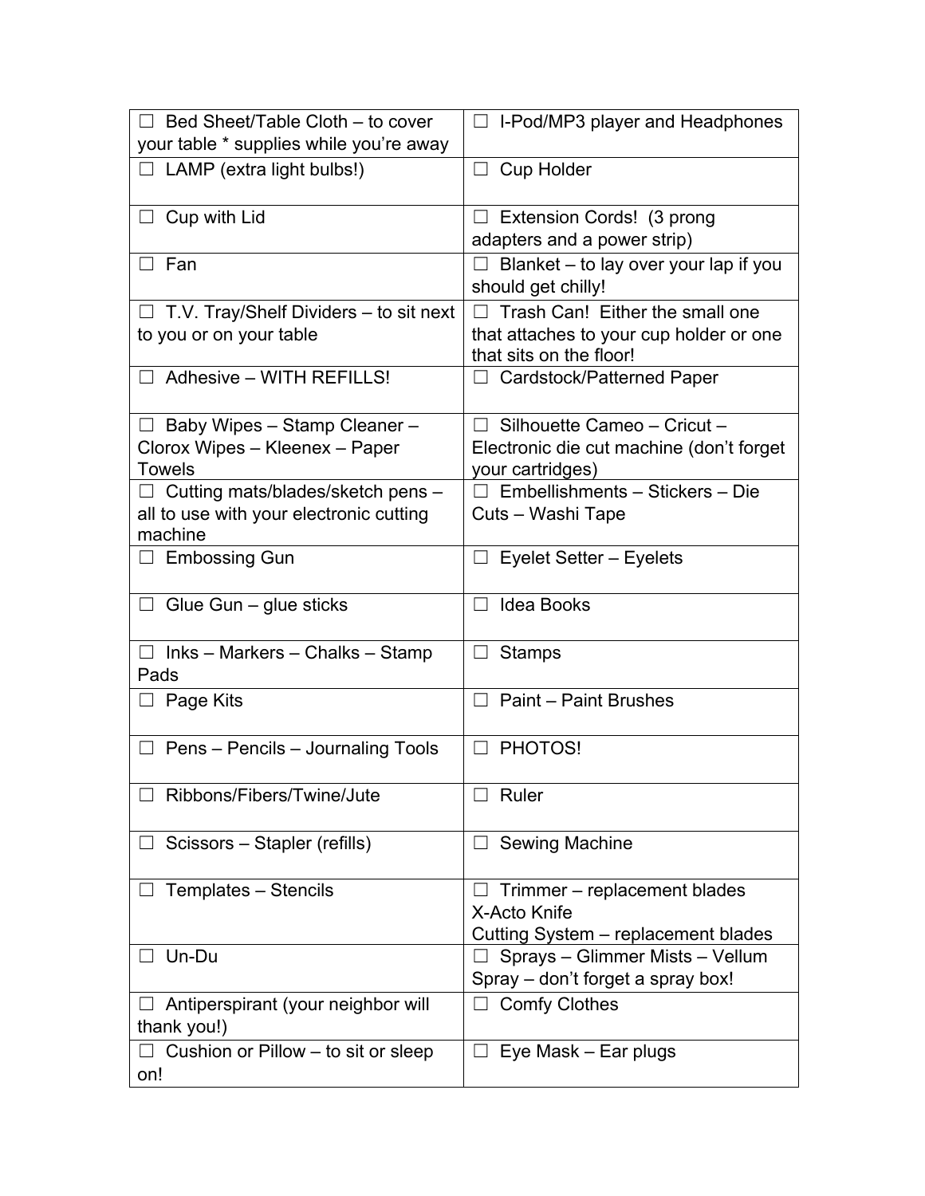| | |
|---|---|
| ☐ Bed Sheet/Table Cloth – to cover your table * supplies while you're away | ☐ I-Pod/MP3 player and Headphones |
| ☐ LAMP (extra light bulbs!) | ☐ Cup Holder |
| ☐ Cup with Lid | ☐ Extension Cords! (3 prong adapters and a power strip) |
| ☐ Fan | ☐ Blanket – to lay over your lap if you should get chilly! |
| ☐ T.V. Tray/Shelf Dividers – to sit next to you or on your table | ☐ Trash Can! Either the small one that attaches to your cup holder or one that sits on the floor! |
| ☐ Adhesive – WITH REFILLS! | ☐ Cardstock/Patterned Paper |
| ☐ Baby Wipes – Stamp Cleaner – Clorox Wipes – Kleenex – Paper Towels | ☐ Silhouette Cameo – Cricut – Electronic die cut machine (don't forget your cartridges) |
| ☐ Cutting mats/blades/sketch pens – all to use with your electronic cutting machine | ☐ Embellishments – Stickers – Die Cuts – Washi Tape |
| ☐ Embossing Gun | ☐ Eyelet Setter – Eyelets |
| ☐ Glue Gun – glue sticks | ☐ Idea Books |
| ☐ Inks – Markers – Chalks – Stamp Pads | ☐ Stamps |
| ☐ Page Kits | ☐ Paint – Paint Brushes |
| ☐ Pens – Pencils – Journaling Tools | ☐ PHOTOS! |
| ☐ Ribbons/Fibers/Twine/Jute | ☐ Ruler |
| ☐ Scissors – Stapler (refills) | ☐ Sewing Machine |
| ☐ Templates – Stencils | ☐ Trimmer – replacement blades<br>X-Acto Knife<br>Cutting System – replacement blades |
| ☐ Un-Du | ☐ Sprays – Glimmer Mists – Vellum Spray – don't forget a spray box! |
| ☐ Antiperspirant (your neighbor will thank you!) | ☐ Comfy Clothes |
| ☐ Cushion or Pillow – to sit or sleep on! | ☐ Eye Mask – Ear plugs |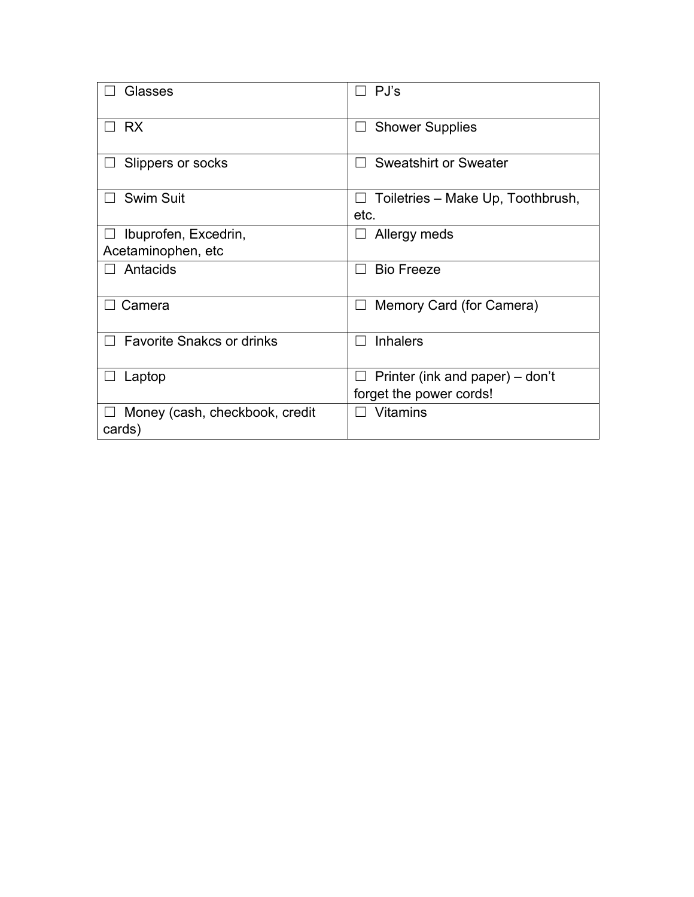| | |
|---|---|
| ☐ Glasses | ☐ PJ's |
| ☐ RX | ☐ Shower Supplies |
| ☐ Slippers or socks | ☐ Sweatshirt or Sweater |
| ☐ Swim Suit | ☐ Toiletries – Make Up, Toothbrush, etc. |
| ☐ Ibuprofen, Excedrin, Acetaminophen, etc | ☐ Allergy meds |
| ☐ Antacids | ☐ Bio Freeze |
| ☐ Camera | ☐ Memory Card (for Camera) |
| ☐ Favorite Snakcs or drinks | ☐ Inhalers |
| ☐ Laptop | ☐ Printer (ink and paper) – don't forget the power cords! |
| ☐ Money (cash, checkbook, credit cards) | ☐ Vitamins |